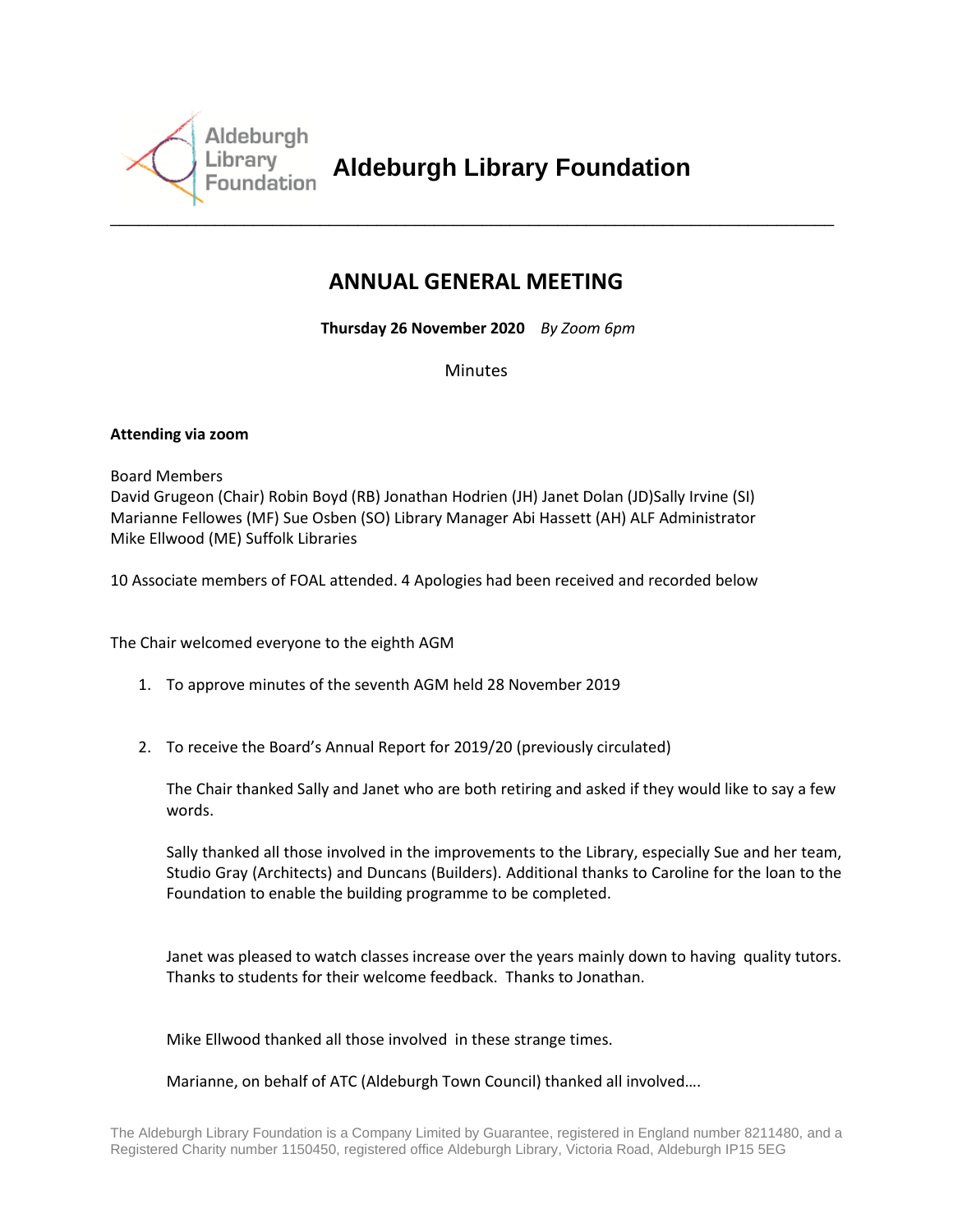# Aldeburgh Library Foundation

## ANNUAL GENERAL MEETING

**Thursday 26 November 2020** *By Zoom 6pm*

Minutes

**Attending via zoom**

Board Members
David Grugeon (Chair) Robin Boyd (RB) Jonathan Hodrien (JH) Janet Dolan (JD)Sally Irvine (SI) Marianne Fellowes (MF) Sue Osben (SO) Library Manager Abi Hassett (AH) ALF Administrator Mike Ellwood (ME) Suffolk Libraries

10 Associate members of FOAL attended. 4 Apologies had been received and recorded below

The Chair welcomed everyone to the eighth AGM

1. To approve minutes of the seventh AGM held 28 November 2019

2. To receive the Board's Annual Report for 2019/20 (previously circulated)

   The Chair thanked Sally and Janet who are both retiring and asked if they would like to say a few words.

   Sally thanked all those involved in the improvements to the Library, especially Sue and her team, Studio Gray (Architects) and Duncans (Builders). Additional thanks to Caroline for the loan to the Foundation to enable the building programme to be completed.

   Janet was pleased to watch classes increase over the years mainly down to having quality tutors. Thanks to students for their welcome feedback. Thanks to Jonathan.

   Mike Ellwood thanked all those involved in these strange times.

   Marianne, on behalf of ATC (Aldeburgh Town Council) thanked all involved….

The Aldeburgh Library Foundation is a Company Limited by Guarantee, registered in England number 8211480, and a Registered Charity number 1150450, registered office Aldeburgh Library, Victoria Road, Aldeburgh IP15 5EG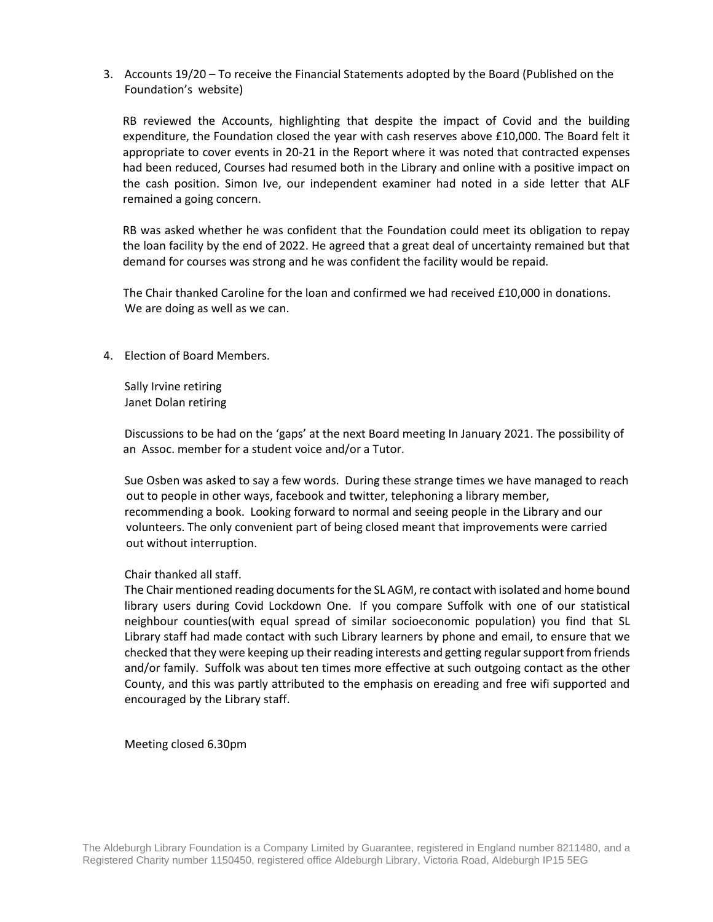3. Accounts 19/20 – To receive the Financial Statements adopted by the Board (Published on the Foundation's website)

   RB reviewed the Accounts, highlighting that despite the impact of Covid and the building expenditure, the Foundation closed the year with cash reserves above £10,000. The Board felt it appropriate to cover events in 20-21 in the Report where it was noted that contracted expenses had been reduced, Courses had resumed both in the Library and online with a positive impact on the cash position. Simon Ive, our independent examiner had noted in a side letter that ALF remained a going concern.

   RB was asked whether he was confident that the Foundation could meet its obligation to repay the loan facility by the end of 2022. He agreed that a great deal of uncertainty remained but that demand for courses was strong and he was confident the facility would be repaid.

   The Chair thanked Caroline for the loan and confirmed we had received £10,000 in donations. We are doing as well as we can.

4. Election of Board Members.

   Sally Irvine retiring
   Janet Dolan retiring

   Discussions to be had on the 'gaps' at the next Board meeting In January 2021. The possibility of an Assoc. member for a student voice and/or a Tutor.

   Sue Osben was asked to say a few words. During these strange times we have managed to reach out to people in other ways, facebook and twitter, telephoning a library member, recommending a book. Looking forward to normal and seeing people in the Library and our volunteers. The only convenient part of being closed meant that improvements were carried out without interruption.

   Chair thanked all staff.
   The Chair mentioned reading documents for the SL AGM, re contact with isolated and home bound library users during Covid Lockdown One. If you compare Suffolk with one of our statistical neighbour counties(with equal spread of similar socioeconomic population) you find that SL Library staff had made contact with such Library learners by phone and email, to ensure that we checked that they were keeping up their reading interests and getting regular support from friends and/or family. Suffolk was about ten times more effective at such outgoing contact as the other County, and this was partly attributed to the emphasis on ereading and free wifi supported and encouraged by the Library staff.

   Meeting closed 6.30pm

The Aldeburgh Library Foundation is a Company Limited by Guarantee, registered in England number 8211480, and a Registered Charity number 1150450, registered office Aldeburgh Library, Victoria Road, Aldeburgh IP15 5EG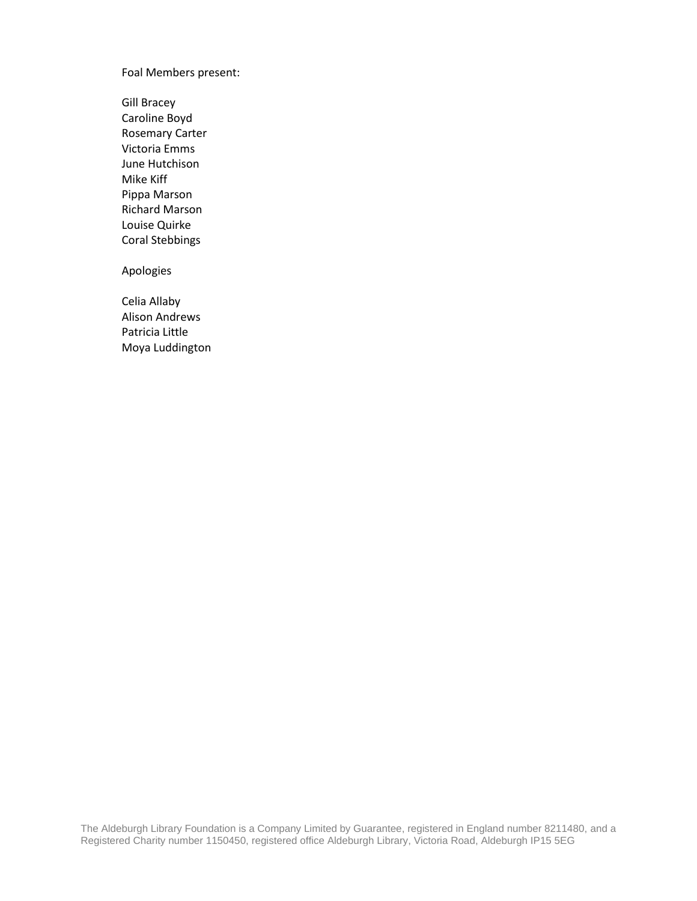Foal Members present:

Gill Bracey
Caroline Boyd
Rosemary Carter
Victoria Emms
June Hutchison
Mike Kiff
Pippa Marson
Richard Marson
Louise Quirke
Coral Stebbings

Apologies

Celia Allaby
Alison Andrews
Patricia Little
Moya Luddington

The Aldeburgh Library Foundation is a Company Limited by Guarantee, registered in England number 8211480, and a Registered Charity number 1150450, registered office Aldeburgh Library, Victoria Road, Aldeburgh IP15 5EG